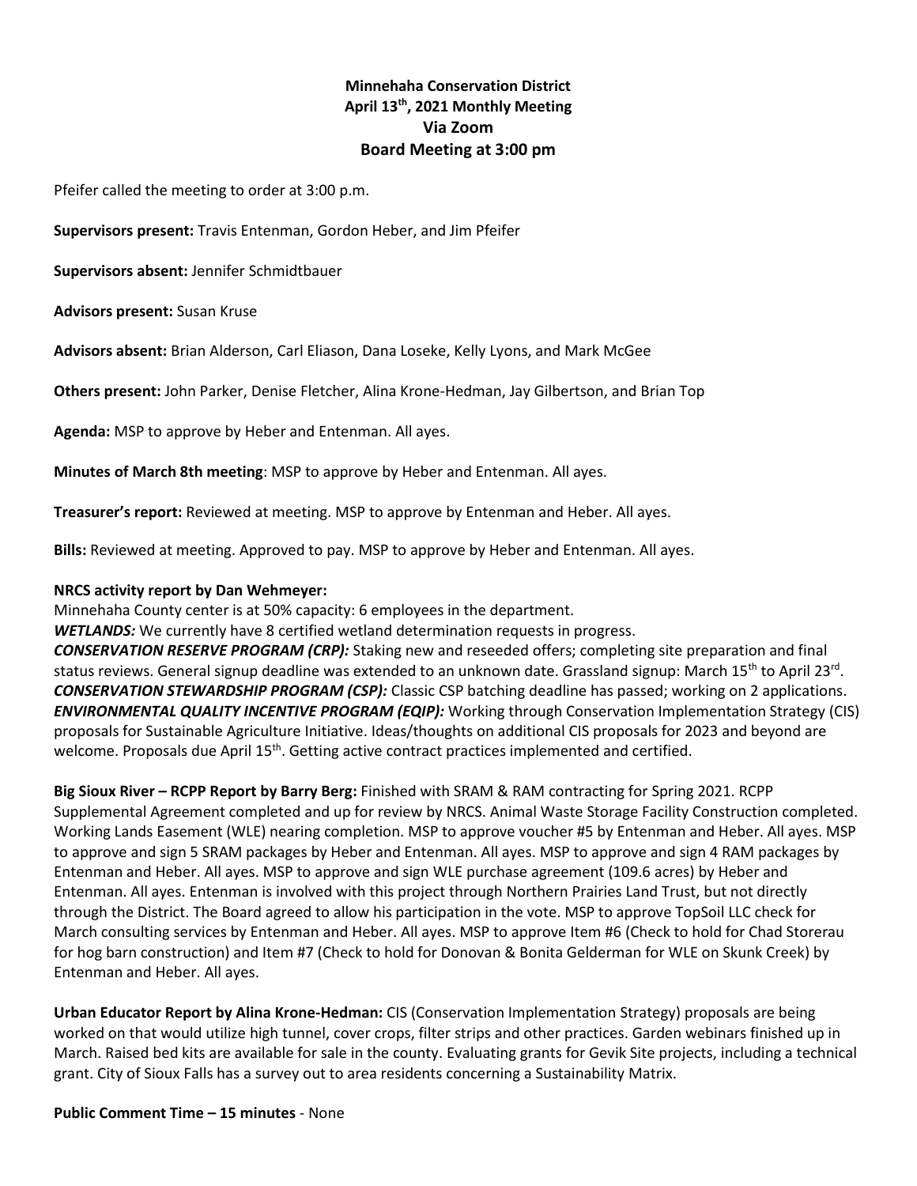**Minnehaha Conservation District**
**April 13th, 2021 Monthly Meeting**
**Via Zoom**
**Board Meeting at 3:00 pm**

Pfeifer called the meeting to order at 3:00 p.m.

**Supervisors present:** Travis Entenman, Gordon Heber, and Jim Pfeifer

**Supervisors absent:** Jennifer Schmidtbauer

**Advisors present:** Susan Kruse

**Advisors absent:** Brian Alderson, Carl Eliason, Dana Loseke, Kelly Lyons, and Mark McGee

**Others present:** John Parker, Denise Fletcher, Alina Krone-Hedman, Jay Gilbertson, and Brian Top

**Agenda:** MSP to approve by Heber and Entenman. All ayes.

**Minutes of March 8th meeting**: MSP to approve by Heber and Entenman. All ayes.

**Treasurer's report:** Reviewed at meeting. MSP to approve by Entenman and Heber. All ayes.

**Bills:** Reviewed at meeting. Approved to pay. MSP to approve by Heber and Entenman. All ayes.

**NRCS activity report by Dan Wehmeyer:**
Minnehaha County center is at 50% capacity: 6 employees in the department.
***WETLANDS:*** We currently have 8 certified wetland determination requests in progress.
***CONSERVATION RESERVE PROGRAM (CRP):*** Staking new and reseeded offers; completing site preparation and final status reviews. General signup deadline was extended to an unknown date. Grassland signup: March 15th to April 23rd.
***CONSERVATION STEWARDSHIP PROGRAM (CSP):*** Classic CSP batching deadline has passed; working on 2 applications.
***ENVIRONMENTAL QUALITY INCENTIVE PROGRAM (EQIP):*** Working through Conservation Implementation Strategy (CIS) proposals for Sustainable Agriculture Initiative. Ideas/thoughts on additional CIS proposals for 2023 and beyond are welcome. Proposals due April 15th. Getting active contract practices implemented and certified.

**Big Sioux River – RCPP Report by Barry Berg:** Finished with SRAM & RAM contracting for Spring 2021. RCPP Supplemental Agreement completed and up for review by NRCS. Animal Waste Storage Facility Construction completed. Working Lands Easement (WLE) nearing completion. MSP to approve voucher #5 by Entenman and Heber. All ayes. MSP to approve and sign 5 SRAM packages by Heber and Entenman. All ayes. MSP to approve and sign 4 RAM packages by Entenman and Heber. All ayes. MSP to approve and sign WLE purchase agreement (109.6 acres) by Heber and Entenman. All ayes. Entenman is involved with this project through Northern Prairies Land Trust, but not directly through the District. The Board agreed to allow his participation in the vote. MSP to approve TopSoil LLC check for March consulting services by Entenman and Heber. All ayes. MSP to approve Item #6 (Check to hold for Chad Storerau for hog barn construction) and Item #7 (Check to hold for Donovan & Bonita Gelderman for WLE on Skunk Creek) by Entenman and Heber. All ayes.

**Urban Educator Report by Alina Krone-Hedman:** CIS (Conservation Implementation Strategy) proposals are being worked on that would utilize high tunnel, cover crops, filter strips and other practices. Garden webinars finished up in March. Raised bed kits are available for sale in the county. Evaluating grants for Gevik Site projects, including a technical grant. City of Sioux Falls has a survey out to area residents concerning a Sustainability Matrix.

**Public Comment Time – 15 minutes** - None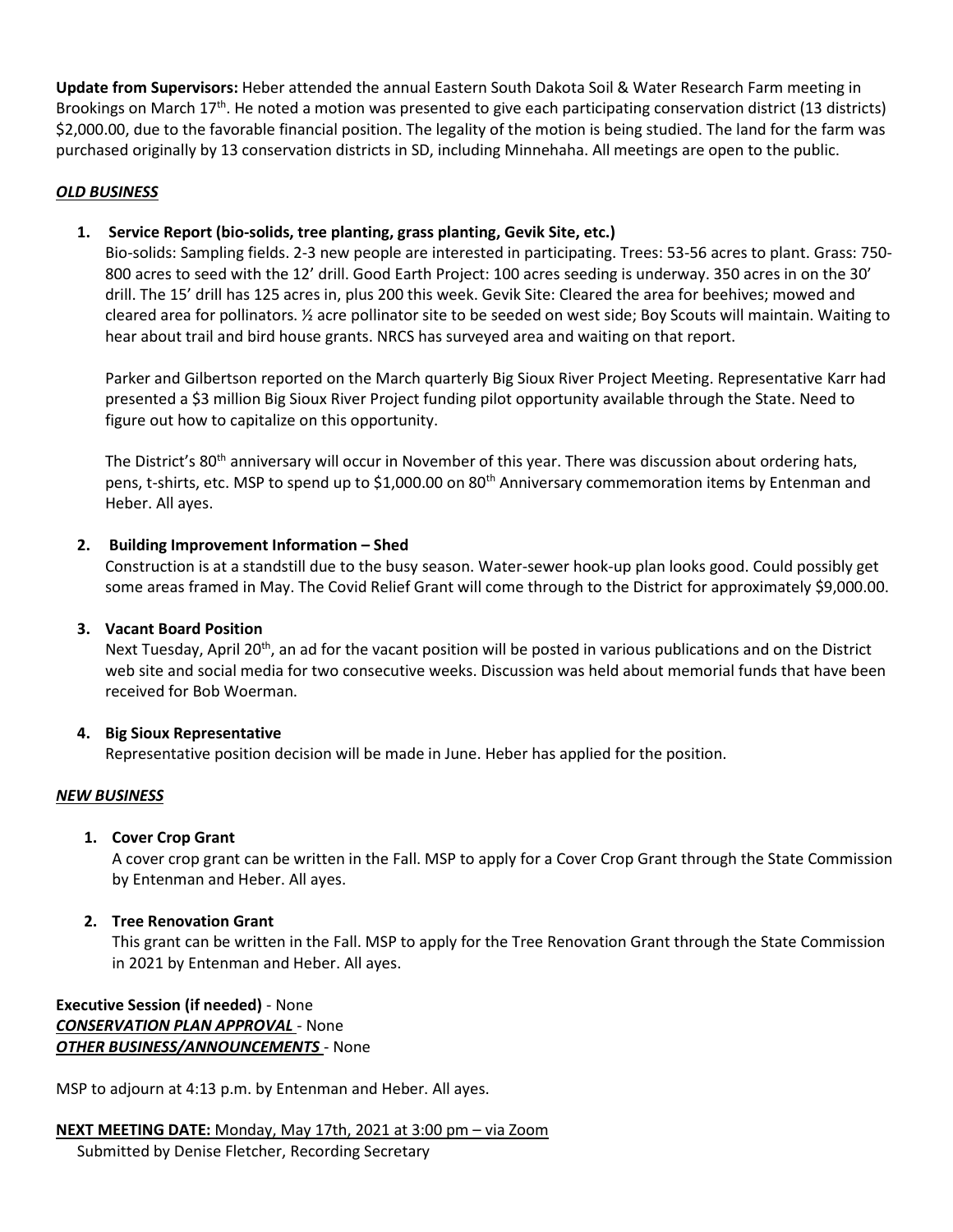**Update from Supervisors:** Heber attended the annual Eastern South Dakota Soil & Water Research Farm meeting in Brookings on March 17th. He noted a motion was presented to give each participating conservation district (13 districts) $2,000.00, due to the favorable financial position. The legality of the motion is being studied. The land for the farm was purchased originally by 13 conservation districts in SD, including Minnehaha. All meetings are open to the public.

***OLD BUSINESS***

1. **Service Report (bio-solids, tree planting, grass planting, Gevik Site, etc.)**
   Bio-solids: Sampling fields. 2-3 new people are interested in participating. Trees: 53-56 acres to plant. Grass: 750-800 acres to seed with the 12' drill. Good Earth Project: 100 acres seeding is underway. 350 acres in on the 30' drill. The 15' drill has 125 acres in, plus 200 this week. Gevik Site: Cleared the area for beehives; mowed and cleared area for pollinators. ½ acre pollinator site to be seeded on west side; Boy Scouts will maintain. Waiting to hear about trail and bird house grants. NRCS has surveyed area and waiting on that report.

   Parker and Gilbertson reported on the March quarterly Big Sioux River Project Meeting. Representative Karr had presented a $3 million Big Sioux River Project funding pilot opportunity available through the State. Need to figure out how to capitalize on this opportunity.

   The District's 80th anniversary will occur in November of this year. There was discussion about ordering hats, pens, t-shirts, etc. MSP to spend up to $1,000.00 on 80th Anniversary commemoration items by Entenman and Heber. All ayes.

2. **Building Improvement Information – Shed**
   Construction is at a standstill due to the busy season. Water-sewer hook-up plan looks good. Could possibly get some areas framed in May. The Covid Relief Grant will come through to the District for approximately $9,000.00.

3. **Vacant Board Position**
   Next Tuesday, April 20th, an ad for the vacant position will be posted in various publications and on the District web site and social media for two consecutive weeks. Discussion was held about memorial funds that have been received for Bob Woerman.

4. **Big Sioux Representative**
   Representative position decision will be made in June. Heber has applied for the position.

***NEW BUSINESS***

1. **Cover Crop Grant**
   A cover crop grant can be written in the Fall. MSP to apply for a Cover Crop Grant through the State Commission by Entenman and Heber. All ayes.

2. **Tree Renovation Grant**
   This grant can be written in the Fall. MSP to apply for the Tree Renovation Grant through the State Commission in 2021 by Entenman and Heber. All ayes.

**Executive Session (if needed)** - None
***CONSERVATION PLAN APPROVAL*** - None
***OTHER BUSINESS/ANNOUNCEMENTS*** - None

MSP to adjourn at 4:13 p.m. by Entenman and Heber. All ayes.

**NEXT MEETING DATE:** Monday, May 17th, 2021 at 3:00 pm – via Zoom
Submitted by Denise Fletcher, Recording Secretary